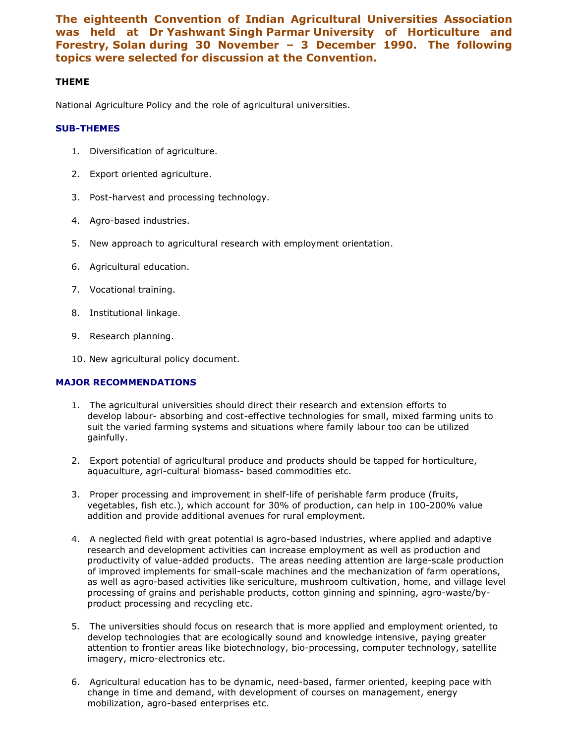**The eighteenth Convention of Indian Agricultural Universities Association was held at Dr Yashwant Singh Parmar University of Horticulture and Forestry, Solan during 30 November – 3 December 1990. The following topics were selected for discussion at the Convention.**

**THEME**

National Agriculture Policy and the role of agricultural universities.

**SUB-THEMES**

1. Diversification of agriculture.
2. Export oriented agriculture.
3. Post-harvest and processing technology.
4. Agro-based industries.
5. New approach to agricultural research with employment orientation.
6. Agricultural education.
7. Vocational training.
8. Institutional linkage.
9. Research planning.
10. New agricultural policy document.

**MAJOR RECOMMENDATIONS**

1. The agricultural universities should direct their research and extension efforts to develop labour- absorbing and cost-effective technologies for small, mixed farming units to suit the varied farming systems and situations where family labour too can be utilized gainfully.

2. Export potential of agricultural produce and products should be tapped for horticulture, aquaculture, agri-cultural biomass- based commodities etc.

3. Proper processing and improvement in shelf-life of perishable farm produce (fruits, vegetables, fish etc.), which account for 30% of production, can help in 100-200% value addition and provide additional avenues for rural employment.

4. A neglected field with great potential is agro-based industries, where applied and adaptive research and development activities can increase employment as well as production and productivity of value-added products. The areas needing attention are large-scale production of improved implements for small-scale machines and the mechanization of farm operations, as well as agro-based activities like sericulture, mushroom cultivation, home, and village level processing of grains and perishable products, cotton ginning and spinning, agro-waste/by-product processing and recycling etc.

5. The universities should focus on research that is more applied and employment oriented, to develop technologies that are ecologically sound and knowledge intensive, paying greater attention to frontier areas like biotechnology, bio-processing, computer technology, satellite imagery, micro-electronics etc.

6. Agricultural education has to be dynamic, need-based, farmer oriented, keeping pace with change in time and demand, with development of courses on management, energy mobilization, agro-based enterprises etc.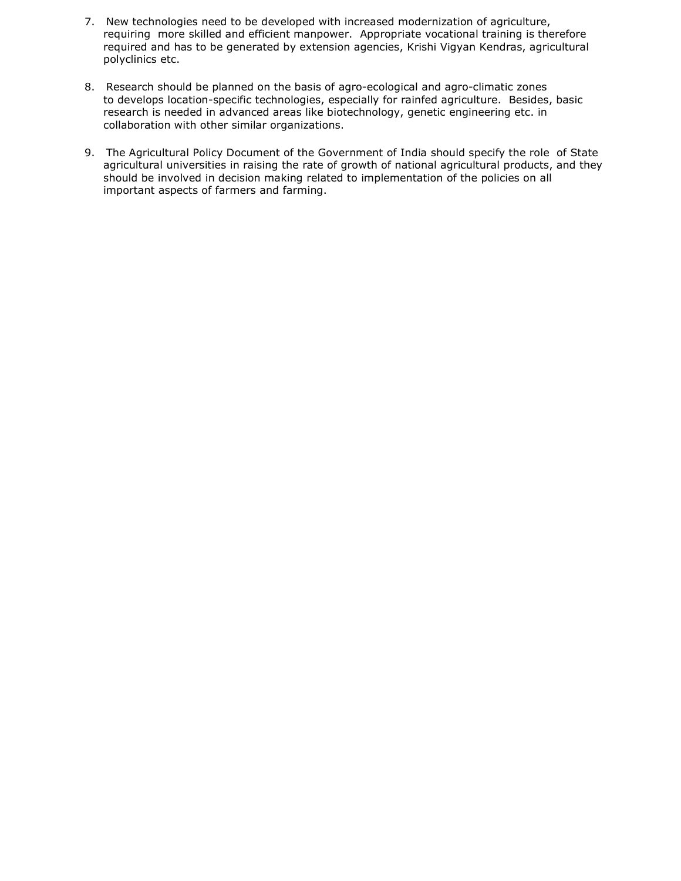7. New technologies need to be developed with increased modernization of agriculture, requiring more skilled and efficient manpower. Appropriate vocational training is therefore required and has to be generated by extension agencies, Krishi Vigyan Kendras, agricultural polyclinics etc.

8. Research should be planned on the basis of agro-ecological and agro-climatic zones to develops location-specific technologies, especially for rainfed agriculture. Besides, basic research is needed in advanced areas like biotechnology, genetic engineering etc. in collaboration with other similar organizations.

9. The Agricultural Policy Document of the Government of India should specify the role of State agricultural universities in raising the rate of growth of national agricultural products, and they should be involved in decision making related to implementation of the policies on all important aspects of farmers and farming.